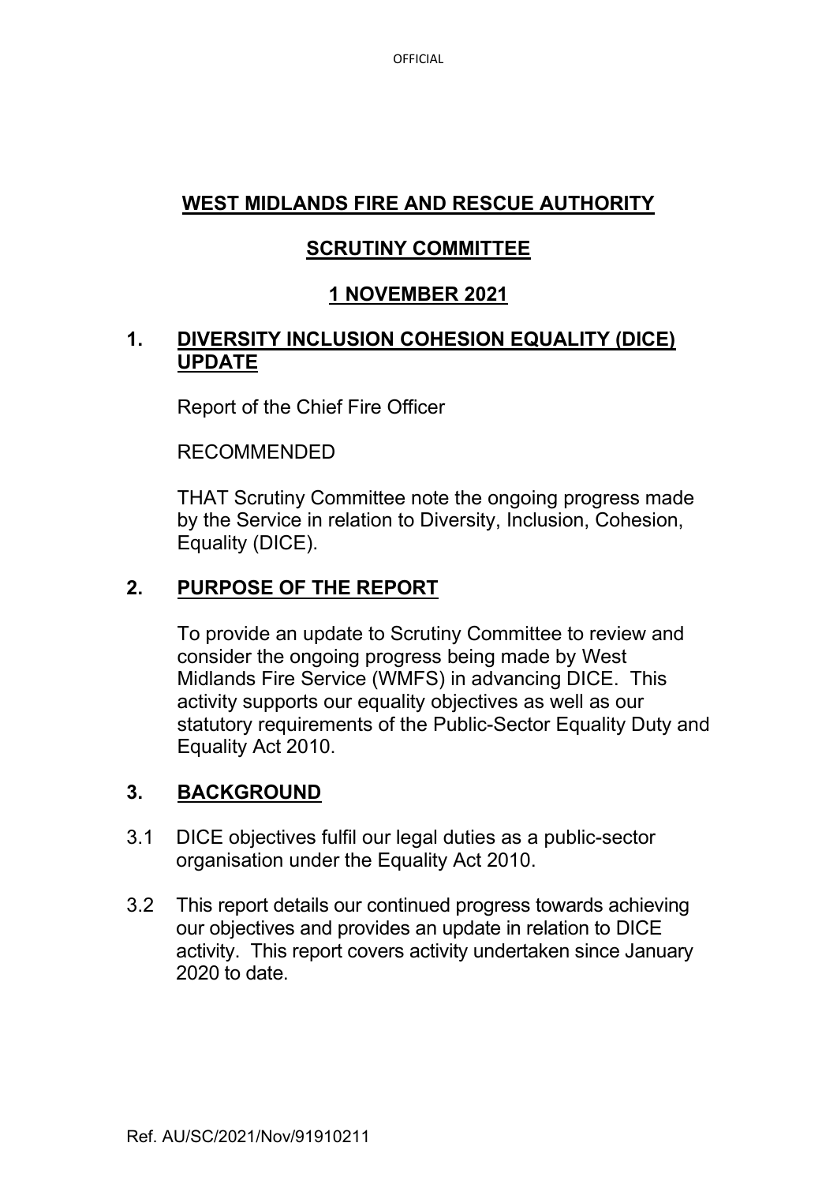# WEST MIDLANDS FIRE AND RESCUE AUTHORITY

## SCRUTINY COMMITTEE

## 1 NOVEMBER 2021

## 1. DIVERSITY INCLUSION COHESION EQUALITY (DICE) UPDATE

Report of the Chief Fire Officer

RECOMMENDED

THAT Scrutiny Committee note the ongoing progress made by the Service in relation to Diversity, Inclusion, Cohesion, Equality (DICE).

## 2. PURPOSE OF THE REPORT

To provide an update to Scrutiny Committee to review and consider the ongoing progress being made by West Midlands Fire Service (WMFS) in advancing DICE. This activity supports our equality objectives as well as our statutory requirements of the Public-Sector Equality Duty and Equality Act 2010.

## 3. BACKGROUND

3.1 DICE objectives fulfil our legal duties as a public-sector organisation under the Equality Act 2010.

3.2 This report details our continued progress towards achieving our objectives and provides an update in relation to DICE activity. This report covers activity undertaken since January 2020 to date.

Ref. AU/SC/2021/Nov/91910211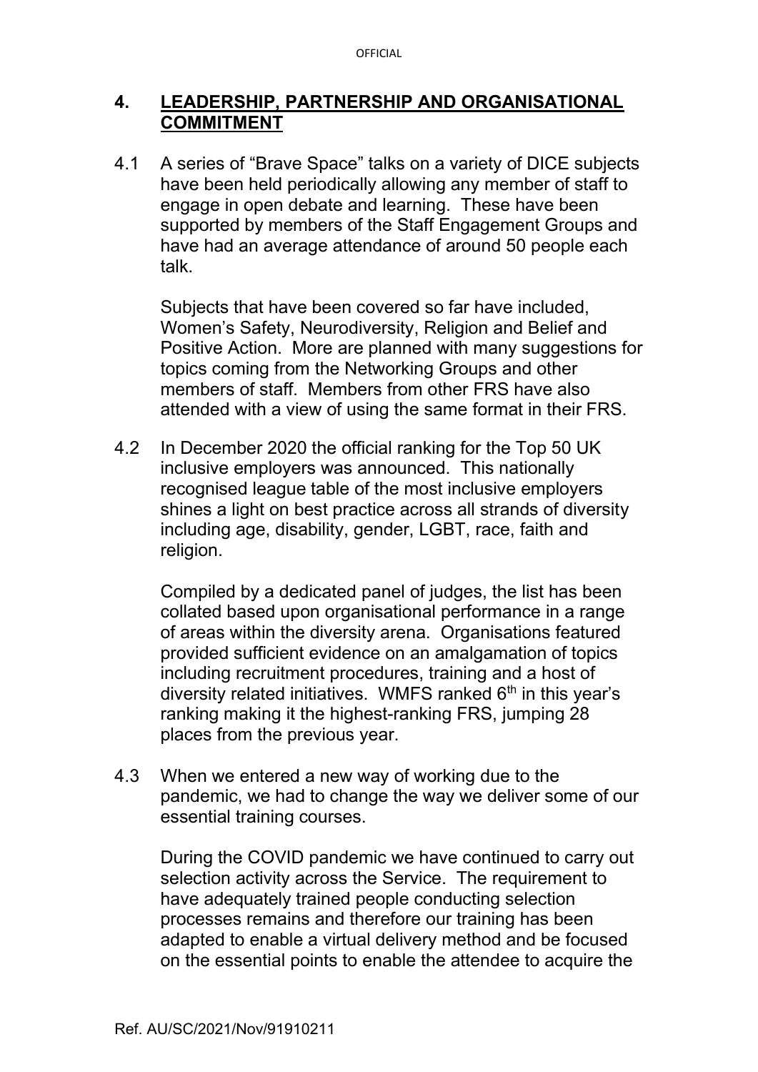## 4. LEADERSHIP, PARTNERSHIP AND ORGANISATIONAL COMMITMENT

4.1 A series of "Brave Space" talks on a variety of DICE subjects have been held periodically allowing any member of staff to engage in open debate and learning. These have been supported by members of the Staff Engagement Groups and have had an average attendance of around 50 people each talk.

Subjects that have been covered so far have included, Women's Safety, Neurodiversity, Religion and Belief and Positive Action. More are planned with many suggestions for topics coming from the Networking Groups and other members of staff. Members from other FRS have also attended with a view of using the same format in their FRS.

4.2 In December 2020 the official ranking for the Top 50 UK inclusive employers was announced. This nationally recognised league table of the most inclusive employers shines a light on best practice across all strands of diversity including age, disability, gender, LGBT, race, faith and religion.

Compiled by a dedicated panel of judges, the list has been collated based upon organisational performance in a range of areas within the diversity arena. Organisations featured provided sufficient evidence on an amalgamation of topics including recruitment procedures, training and a host of diversity related initiatives. WMFS ranked 6th in this year's ranking making it the highest-ranking FRS, jumping 28 places from the previous year.

4.3 When we entered a new way of working due to the pandemic, we had to change the way we deliver some of our essential training courses.

During the COVID pandemic we have continued to carry out selection activity across the Service. The requirement to have adequately trained people conducting selection processes remains and therefore our training has been adapted to enable a virtual delivery method and be focused on the essential points to enable the attendee to acquire the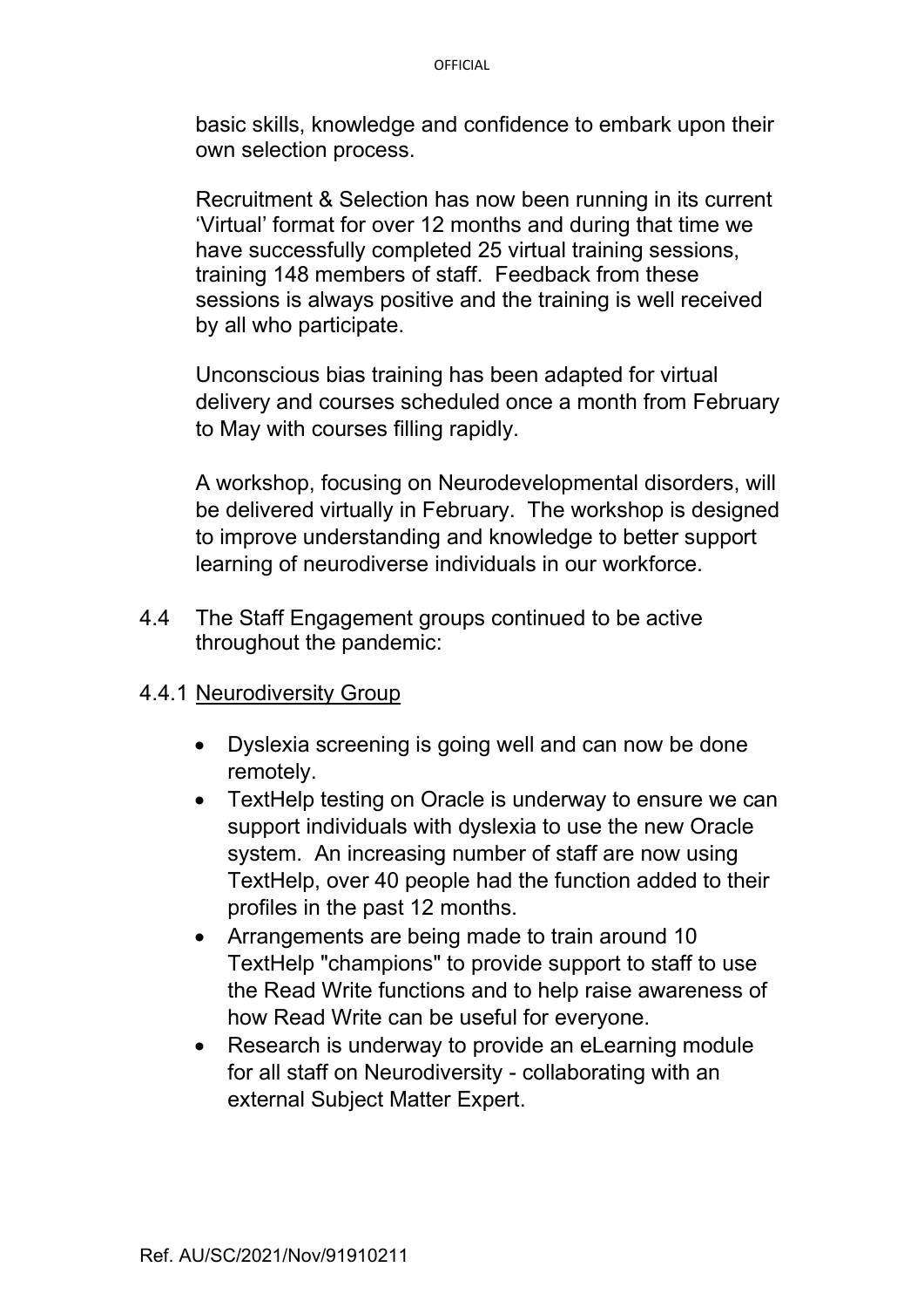basic skills, knowledge and confidence to embark upon their own selection process.

Recruitment & Selection has now been running in its current 'Virtual' format for over 12 months and during that time we have successfully completed 25 virtual training sessions, training 148 members of staff. Feedback from these sessions is always positive and the training is well received by all who participate.

Unconscious bias training has been adapted for virtual delivery and courses scheduled once a month from February to May with courses filling rapidly.

A workshop, focusing on Neurodevelopmental disorders, will be delivered virtually in February. The workshop is designed to improve understanding and knowledge to better support learning of neurodiverse individuals in our workforce.

4.4 The Staff Engagement groups continued to be active throughout the pandemic:

4.4.1 Neurodiversity Group

- Dyslexia screening is going well and can now be done remotely.
- TextHelp testing on Oracle is underway to ensure we can support individuals with dyslexia to use the new Oracle system. An increasing number of staff are now using TextHelp, over 40 people had the function added to their profiles in the past 12 months.
- Arrangements are being made to train around 10 TextHelp "champions" to provide support to staff to use the Read Write functions and to help raise awareness of how Read Write can be useful for everyone.
- Research is underway to provide an eLearning module for all staff on Neurodiversity - collaborating with an external Subject Matter Expert.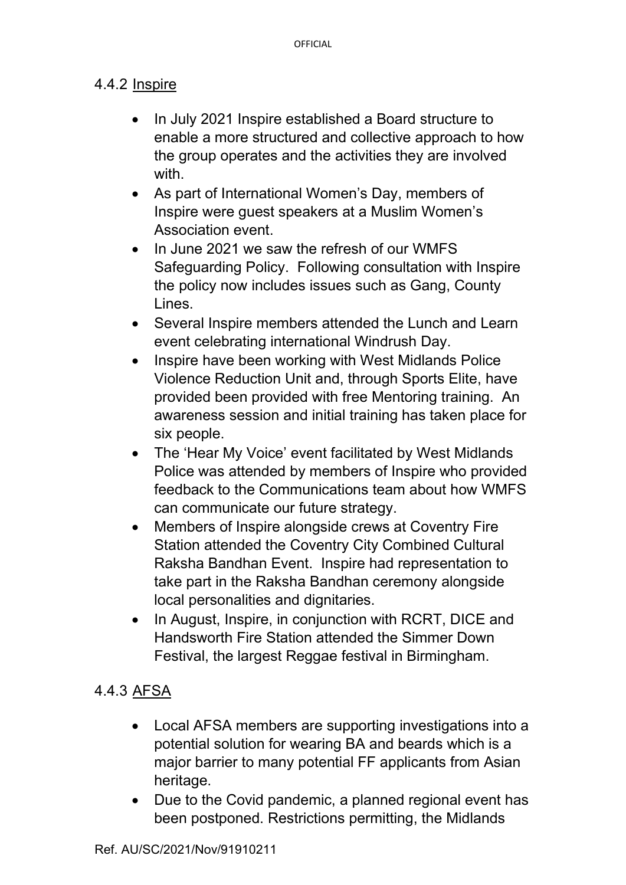### 4.4.2 Inspire

- In July 2021 Inspire established a Board structure to enable a more structured and collective approach to how the group operates and the activities they are involved with.
- As part of International Women's Day, members of Inspire were guest speakers at a Muslim Women's Association event.
- In June 2021 we saw the refresh of our WMFS Safeguarding Policy. Following consultation with Inspire the policy now includes issues such as Gang, County Lines.
- Several Inspire members attended the Lunch and Learn event celebrating international Windrush Day.
- Inspire have been working with West Midlands Police Violence Reduction Unit and, through Sports Elite, have provided been provided with free Mentoring training. An awareness session and initial training has taken place for six people.
- The 'Hear My Voice' event facilitated by West Midlands Police was attended by members of Inspire who provided feedback to the Communications team about how WMFS can communicate our future strategy.
- Members of Inspire alongside crews at Coventry Fire Station attended the Coventry City Combined Cultural Raksha Bandhan Event. Inspire had representation to take part in the Raksha Bandhan ceremony alongside local personalities and dignitaries.
- In August, Inspire, in conjunction with RCRT, DICE and Handsworth Fire Station attended the Simmer Down Festival, the largest Reggae festival in Birmingham.

### 4.4.3 AFSA

- Local AFSA members are supporting investigations into a potential solution for wearing BA and beards which is a major barrier to many potential FF applicants from Asian heritage.
- Due to the Covid pandemic, a planned regional event has been postponed. Restrictions permitting, the Midlands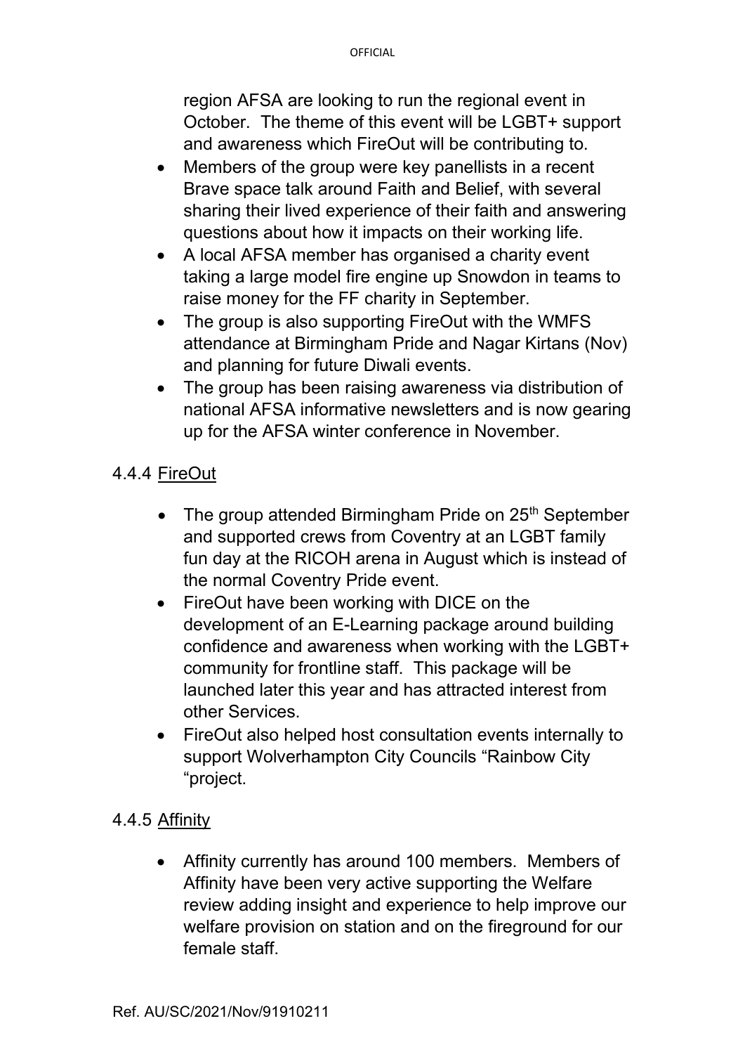region AFSA are looking to run the regional event in October. The theme of this event will be LGBT+ support and awareness which FireOut will be contributing to.

- Members of the group were key panellists in a recent Brave space talk around Faith and Belief, with several sharing their lived experience of their faith and answering questions about how it impacts on their working life.
- A local AFSA member has organised a charity event taking a large model fire engine up Snowdon in teams to raise money for the FF charity in September.
- The group is also supporting FireOut with the WMFS attendance at Birmingham Pride and Nagar Kirtans (Nov) and planning for future Diwali events.
- The group has been raising awareness via distribution of national AFSA informative newsletters and is now gearing up for the AFSA winter conference in November.

4.4.4 FireOut

- The group attended Birmingham Pride on 25th September and supported crews from Coventry at an LGBT family fun day at the RICOH arena in August which is instead of the normal Coventry Pride event.
- FireOut have been working with DICE on the development of an E-Learning package around building confidence and awareness when working with the LGBT+ community for frontline staff. This package will be launched later this year and has attracted interest from other Services.
- FireOut also helped host consultation events internally to support Wolverhampton City Councils "Rainbow City "project.

4.4.5 Affinity

- Affinity currently has around 100 members. Members of Affinity have been very active supporting the Welfare review adding insight and experience to help improve our welfare provision on station and on the fireground for our female staff.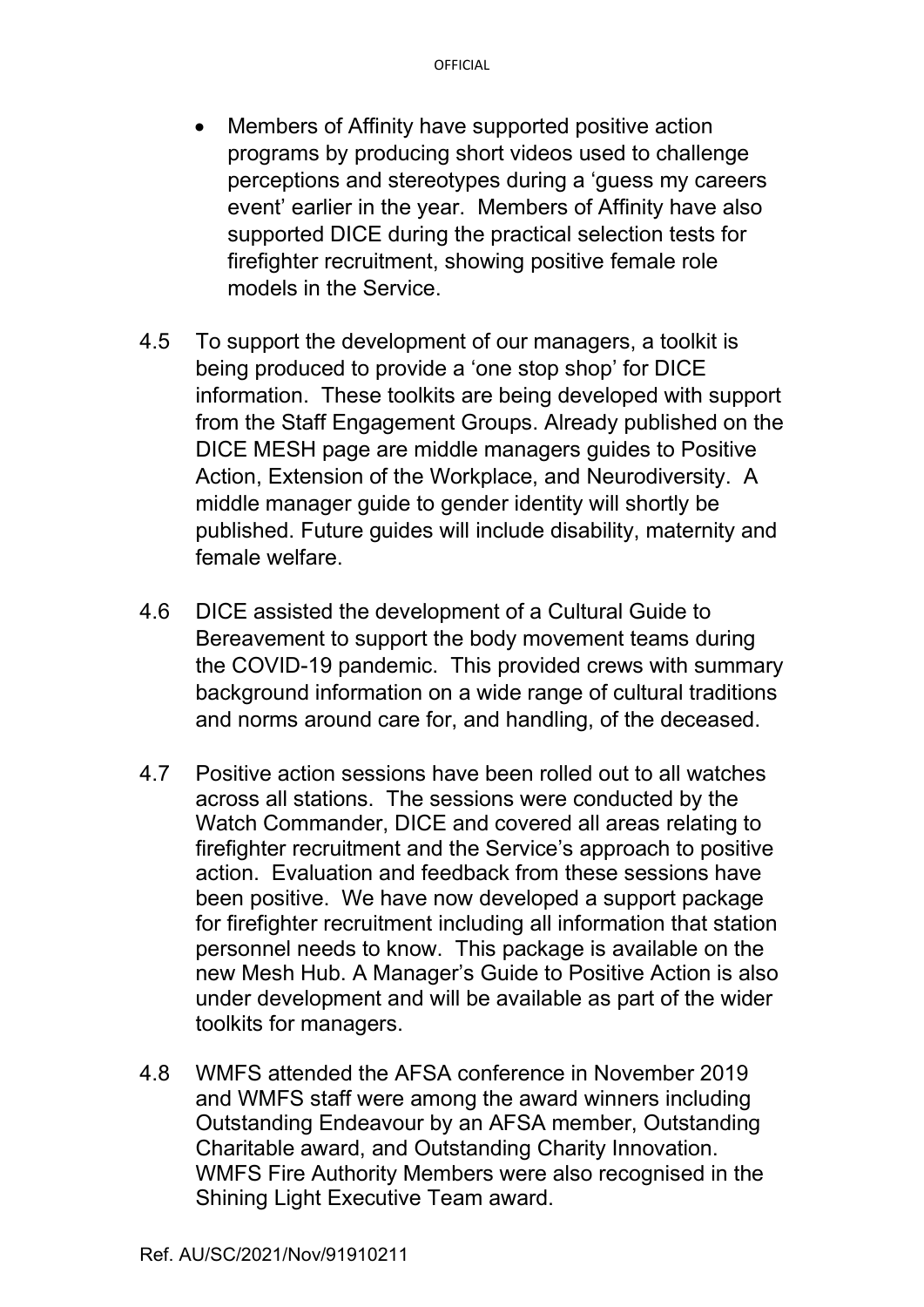- Members of Affinity have supported positive action programs by producing short videos used to challenge perceptions and stereotypes during a 'guess my careers event' earlier in the year. Members of Affinity have also supported DICE during the practical selection tests for firefighter recruitment, showing positive female role models in the Service.

4.5 To support the development of our managers, a toolkit is being produced to provide a 'one stop shop' for DICE information. These toolkits are being developed with support from the Staff Engagement Groups. Already published on the DICE MESH page are middle managers guides to Positive Action, Extension of the Workplace, and Neurodiversity. A middle manager guide to gender identity will shortly be published. Future guides will include disability, maternity and female welfare.

4.6 DICE assisted the development of a Cultural Guide to Bereavement to support the body movement teams during the COVID-19 pandemic. This provided crews with summary background information on a wide range of cultural traditions and norms around care for, and handling, of the deceased.

4.7 Positive action sessions have been rolled out to all watches across all stations. The sessions were conducted by the Watch Commander, DICE and covered all areas relating to firefighter recruitment and the Service's approach to positive action. Evaluation and feedback from these sessions have been positive. We have now developed a support package for firefighter recruitment including all information that station personnel needs to know. This package is available on the new Mesh Hub. A Manager's Guide to Positive Action is also under development and will be available as part of the wider toolkits for managers.

4.8 WMFS attended the AFSA conference in November 2019 and WMFS staff were among the award winners including Outstanding Endeavour by an AFSA member, Outstanding Charitable award, and Outstanding Charity Innovation. WMFS Fire Authority Members were also recognised in the Shining Light Executive Team award.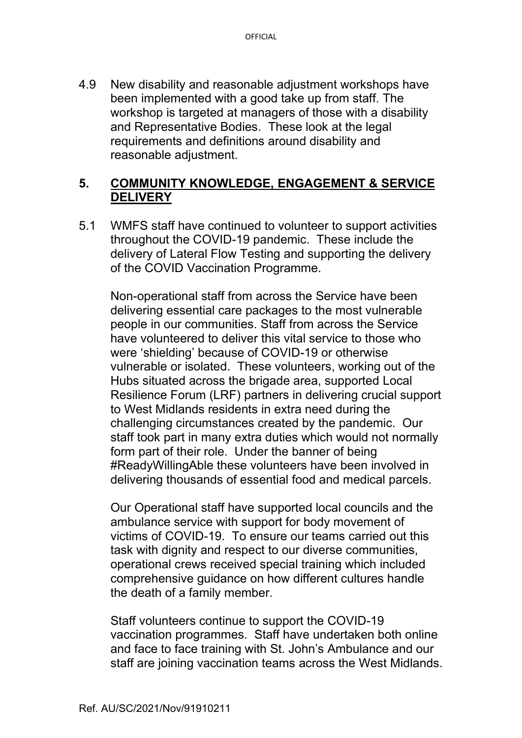4.9 New disability and reasonable adjustment workshops have been implemented with a good take up from staff. The workshop is targeted at managers of those with a disability and Representative Bodies. These look at the legal requirements and definitions around disability and reasonable adjustment.

## 5. COMMUNITY KNOWLEDGE, ENGAGEMENT & SERVICE DELIVERY

5.1 WMFS staff have continued to volunteer to support activities throughout the COVID-19 pandemic. These include the delivery of Lateral Flow Testing and supporting the delivery of the COVID Vaccination Programme.

Non-operational staff from across the Service have been delivering essential care packages to the most vulnerable people in our communities. Staff from across the Service have volunteered to deliver this vital service to those who were 'shielding' because of COVID-19 or otherwise vulnerable or isolated. These volunteers, working out of the Hubs situated across the brigade area, supported Local Resilience Forum (LRF) partners in delivering crucial support to West Midlands residents in extra need during the challenging circumstances created by the pandemic. Our staff took part in many extra duties which would not normally form part of their role. Under the banner of being #ReadyWillingAble these volunteers have been involved in delivering thousands of essential food and medical parcels.

Our Operational staff have supported local councils and the ambulance service with support for body movement of victims of COVID-19. To ensure our teams carried out this task with dignity and respect to our diverse communities, operational crews received special training which included comprehensive guidance on how different cultures handle the death of a family member.

Staff volunteers continue to support the COVID-19 vaccination programmes. Staff have undertaken both online and face to face training with St. John's Ambulance and our staff are joining vaccination teams across the West Midlands.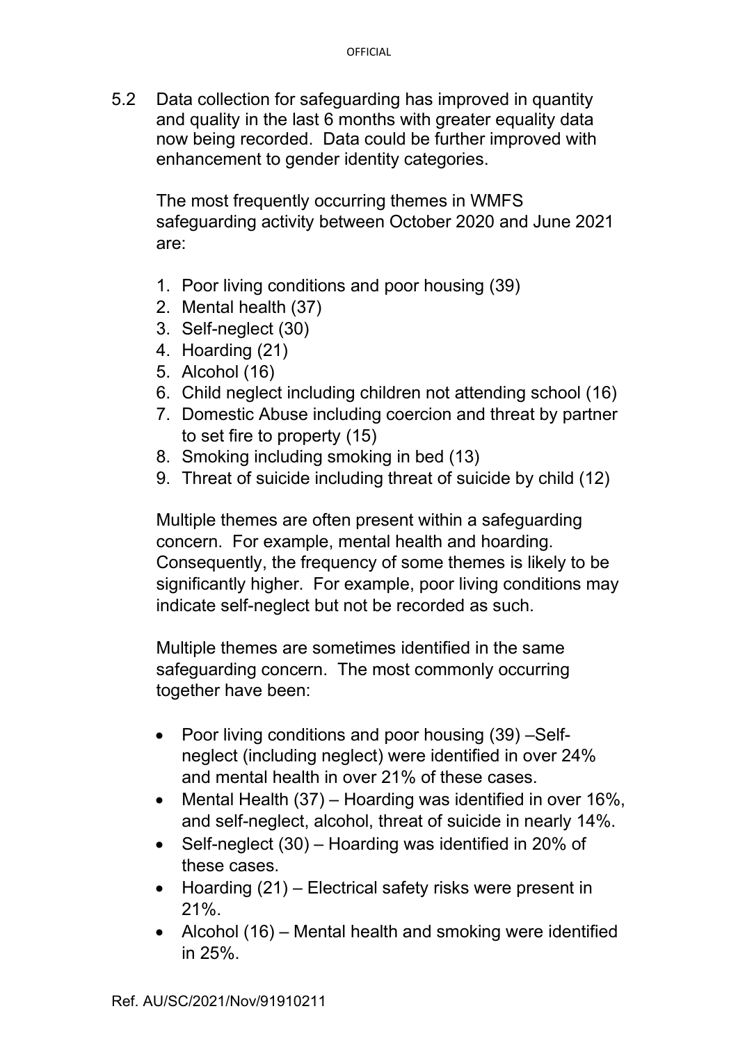5.2 Data collection for safeguarding has improved in quantity and quality in the last 6 months with greater equality data now being recorded. Data could be further improved with enhancement to gender identity categories.

The most frequently occurring themes in WMFS safeguarding activity between October 2020 and June 2021 are:

1. Poor living conditions and poor housing (39)
2. Mental health (37)
3. Self-neglect (30)
4. Hoarding (21)
5. Alcohol (16)
6. Child neglect including children not attending school (16)
7. Domestic Abuse including coercion and threat by partner to set fire to property (15)
8. Smoking including smoking in bed (13)
9. Threat of suicide including threat of suicide by child (12)

Multiple themes are often present within a safeguarding concern. For example, mental health and hoarding. Consequently, the frequency of some themes is likely to be significantly higher. For example, poor living conditions may indicate self-neglect but not be recorded as such.

Multiple themes are sometimes identified in the same safeguarding concern. The most commonly occurring together have been:

- Poor living conditions and poor housing (39) –Self-neglect (including neglect) were identified in over 24% and mental health in over 21% of these cases.
- Mental Health (37) – Hoarding was identified in over 16%, and self-neglect, alcohol, threat of suicide in nearly 14%.
- Self-neglect (30) – Hoarding was identified in 20% of these cases.
- Hoarding (21) – Electrical safety risks were present in 21%.
- Alcohol (16) – Mental health and smoking were identified in 25%.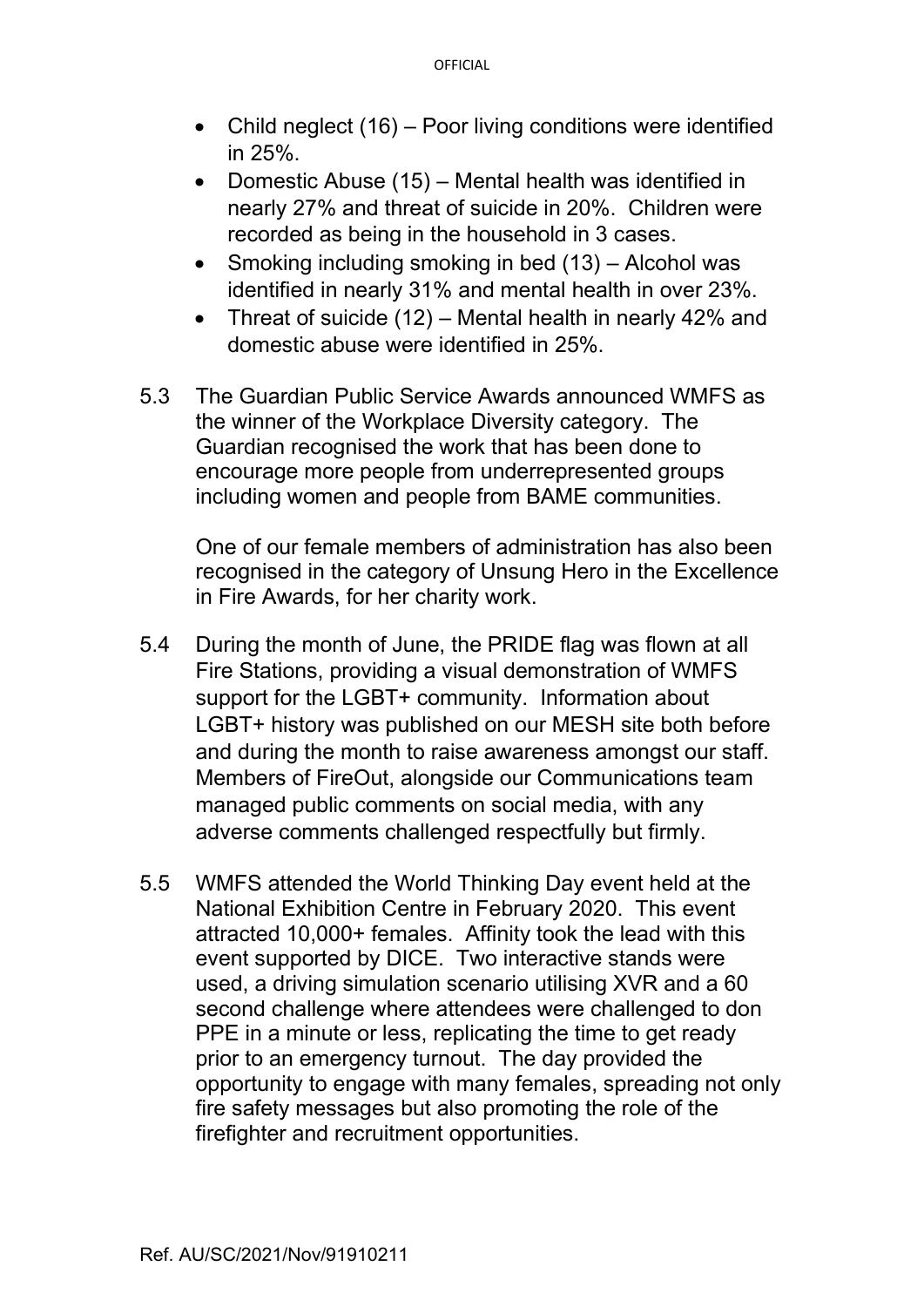- Child neglect (16) – Poor living conditions were identified in 25%.
- Domestic Abuse (15) – Mental health was identified in nearly 27% and threat of suicide in 20%. Children were recorded as being in the household in 3 cases.
- Smoking including smoking in bed (13) – Alcohol was identified in nearly 31% and mental health in over 23%.
- Threat of suicide (12) – Mental health in nearly 42% and domestic abuse were identified in 25%.

5.3 The Guardian Public Service Awards announced WMFS as the winner of the Workplace Diversity category. The Guardian recognised the work that has been done to encourage more people from underrepresented groups including women and people from BAME communities.

One of our female members of administration has also been recognised in the category of Unsung Hero in the Excellence in Fire Awards, for her charity work.

5.4 During the month of June, the PRIDE flag was flown at all Fire Stations, providing a visual demonstration of WMFS support for the LGBT+ community. Information about LGBT+ history was published on our MESH site both before and during the month to raise awareness amongst our staff. Members of FireOut, alongside our Communications team managed public comments on social media, with any adverse comments challenged respectfully but firmly.

5.5 WMFS attended the World Thinking Day event held at the National Exhibition Centre in February 2020. This event attracted 10,000+ females. Affinity took the lead with this event supported by DICE. Two interactive stands were used, a driving simulation scenario utilising XVR and a 60 second challenge where attendees were challenged to don PPE in a minute or less, replicating the time to get ready prior to an emergency turnout. The day provided the opportunity to engage with many females, spreading not only fire safety messages but also promoting the role of the firefighter and recruitment opportunities.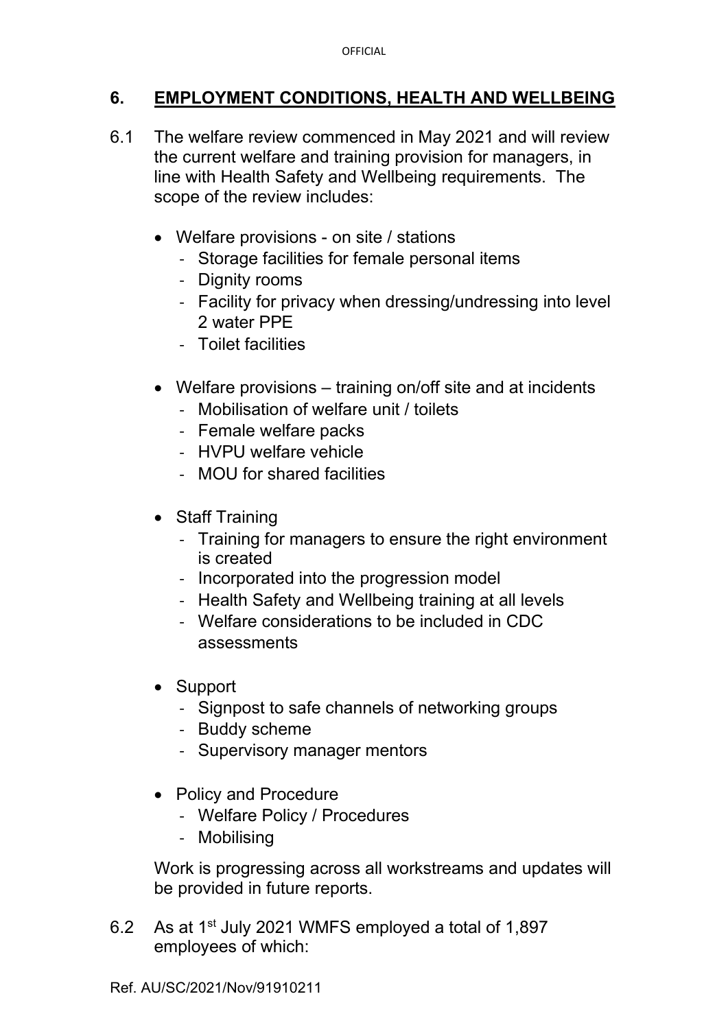## 6. EMPLOYMENT CONDITIONS, HEALTH AND WELLBEING

6.1 The welfare review commenced in May 2021 and will review the current welfare and training provision for managers, in line with Health Safety and Wellbeing requirements. The scope of the review includes:

- Welfare provisions - on site / stations
  - Storage facilities for female personal items
  - Dignity rooms
  - Facility for privacy when dressing/undressing into level 2 water PPE
  - Toilet facilities

- Welfare provisions – training on/off site and at incidents
  - Mobilisation of welfare unit / toilets
  - Female welfare packs
  - HVPU welfare vehicle
  - MOU for shared facilities

- Staff Training
  - Training for managers to ensure the right environment is created
  - Incorporated into the progression model
  - Health Safety and Wellbeing training at all levels
  - Welfare considerations to be included in CDC assessments

- Support
  - Signpost to safe channels of networking groups
  - Buddy scheme
  - Supervisory manager mentors

- Policy and Procedure
  - Welfare Policy / Procedures
  - Mobilising

Work is progressing across all workstreams and updates will be provided in future reports.

6.2 As at 1st July 2021 WMFS employed a total of 1,897 employees of which: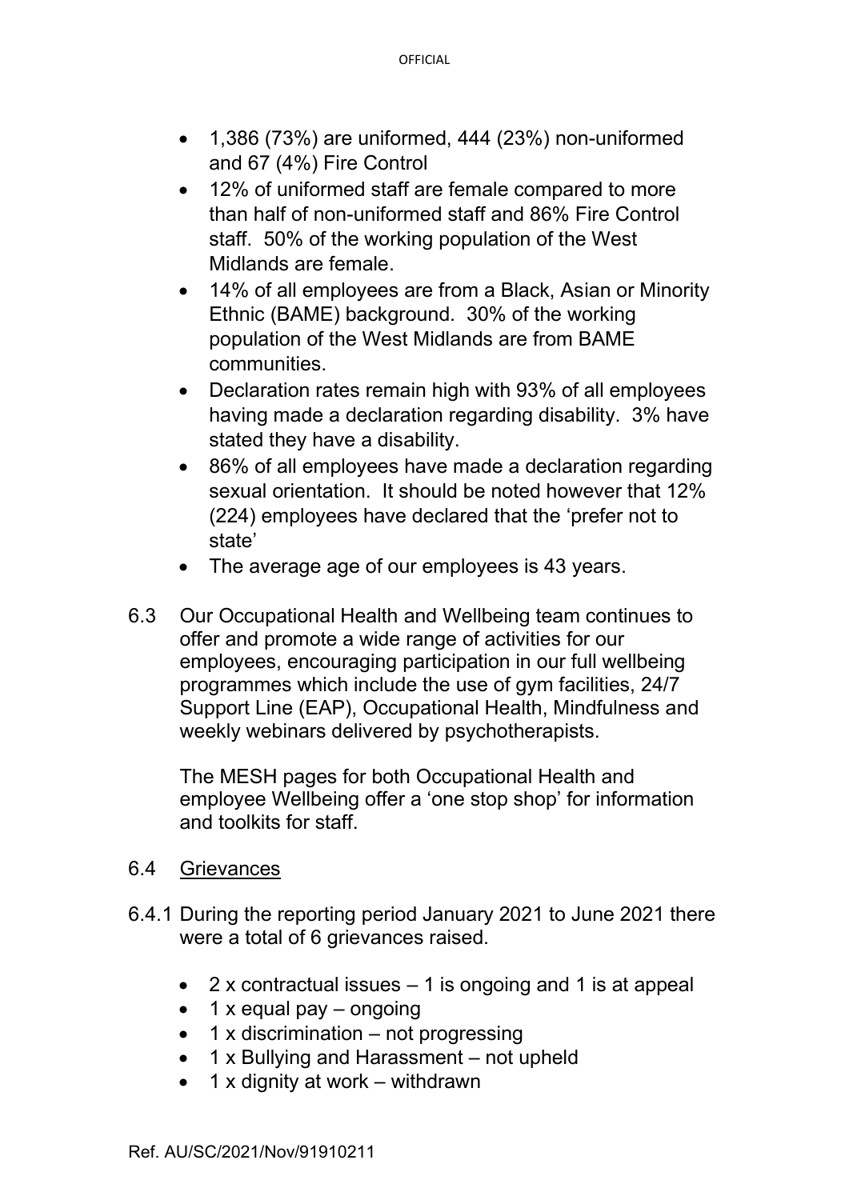- 1,386 (73%) are uniformed, 444 (23%) non-uniformed and 67 (4%) Fire Control
- 12% of uniformed staff are female compared to more than half of non-uniformed staff and 86% Fire Control staff. 50% of the working population of the West Midlands are female.
- 14% of all employees are from a Black, Asian or Minority Ethnic (BAME) background. 30% of the working population of the West Midlands are from BAME communities.
- Declaration rates remain high with 93% of all employees having made a declaration regarding disability. 3% have stated they have a disability.
- 86% of all employees have made a declaration regarding sexual orientation. It should be noted however that 12% (224) employees have declared that the 'prefer not to state'
- The average age of our employees is 43 years.

6.3 Our Occupational Health and Wellbeing team continues to offer and promote a wide range of activities for our employees, encouraging participation in our full wellbeing programmes which include the use of gym facilities, 24/7 Support Line (EAP), Occupational Health, Mindfulness and weekly webinars delivered by psychotherapists.

The MESH pages for both Occupational Health and employee Wellbeing offer a 'one stop shop' for information and toolkits for staff.

6.4 Grievances

6.4.1 During the reporting period January 2021 to June 2021 there were a total of 6 grievances raised.

- 2 x contractual issues – 1 is ongoing and 1 is at appeal
- 1 x equal pay – ongoing
- 1 x discrimination – not progressing
- 1 x Bullying and Harassment – not upheld
- 1 x dignity at work – withdrawn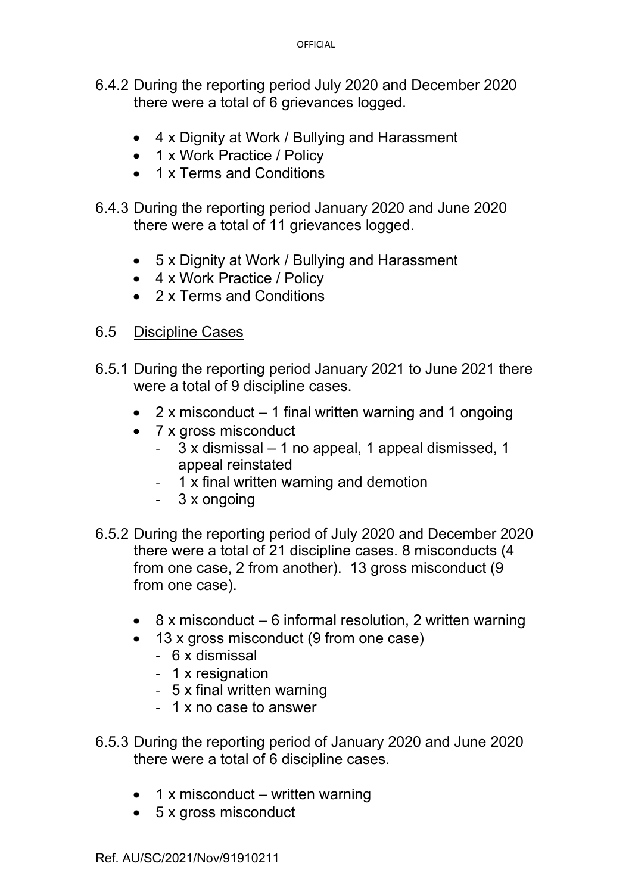6.4.2 During the reporting period July 2020 and December 2020 there were a total of 6 grievances logged.

- 4 x Dignity at Work / Bullying and Harassment
- 1 x Work Practice / Policy
- 1 x Terms and Conditions

6.4.3 During the reporting period January 2020 and June 2020 there were a total of 11 grievances logged.

- 5 x Dignity at Work / Bullying and Harassment
- 4 x Work Practice / Policy
- 2 x Terms and Conditions

6.5 <u>Discipline Cases</u>

6.5.1 During the reporting period January 2021 to June 2021 there were a total of 9 discipline cases.

- 2 x misconduct – 1 final written warning and 1 ongoing
- 7 x gross misconduct
  - 3 x dismissal – 1 no appeal, 1 appeal dismissed, 1 appeal reinstated
  - 1 x final written warning and demotion
  - 3 x ongoing

6.5.2 During the reporting period of July 2020 and December 2020 there were a total of 21 discipline cases. 8 misconducts (4 from one case, 2 from another). 13 gross misconduct (9 from one case).

- 8 x misconduct – 6 informal resolution, 2 written warning
- 13 x gross misconduct (9 from one case)
  - 6 x dismissal
  - 1 x resignation
  - 5 x final written warning
  - 1 x no case to answer

6.5.3 During the reporting period of January 2020 and June 2020 there were a total of 6 discipline cases.

- 1 x misconduct – written warning
- 5 x gross misconduct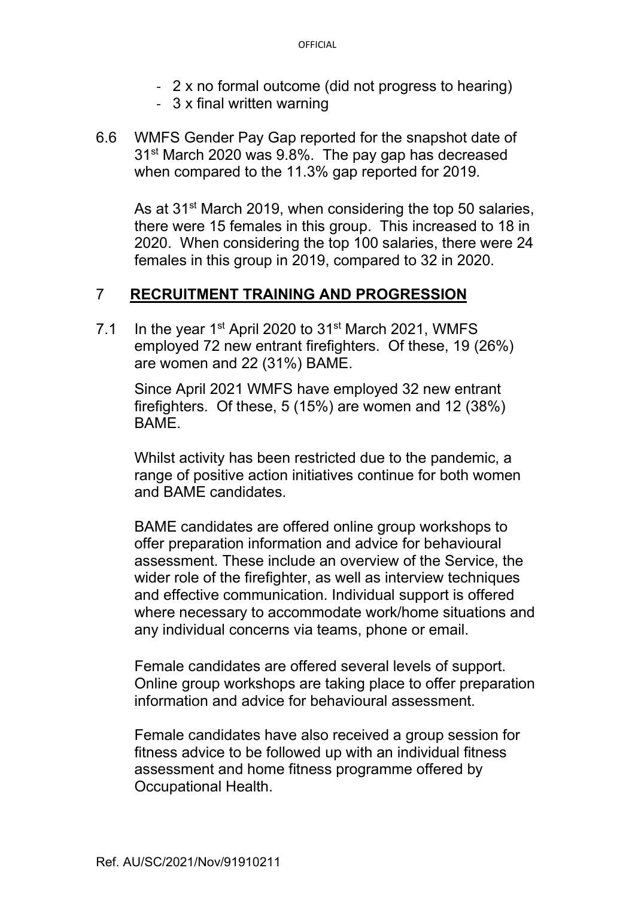- 2 x no formal outcome (did not progress to hearing)
- 3 x final written warning

6.6 WMFS Gender Pay Gap reported for the snapshot date of 31st March 2020 was 9.8%. The pay gap has decreased when compared to the 11.3% gap reported for 2019.

As at 31st March 2019, when considering the top 50 salaries, there were 15 females in this group. This increased to 18 in 2020. When considering the top 100 salaries, there were 24 females in this group in 2019, compared to 32 in 2020.

## 7 **RECRUITMENT TRAINING AND PROGRESSION**

7.1 In the year 1st April 2020 to 31st March 2021, WMFS employed 72 new entrant firefighters. Of these, 19 (26%) are women and 22 (31%) BAME.

Since April 2021 WMFS have employed 32 new entrant firefighters. Of these, 5 (15%) are women and 12 (38%) BAME.

Whilst activity has been restricted due to the pandemic, a range of positive action initiatives continue for both women and BAME candidates.

BAME candidates are offered online group workshops to offer preparation information and advice for behavioural assessment. These include an overview of the Service, the wider role of the firefighter, as well as interview techniques and effective communication. Individual support is offered where necessary to accommodate work/home situations and any individual concerns via teams, phone or email.

Female candidates are offered several levels of support. Online group workshops are taking place to offer preparation information and advice for behavioural assessment.

Female candidates have also received a group session for fitness advice to be followed up with an individual fitness assessment and home fitness programme offered by Occupational Health.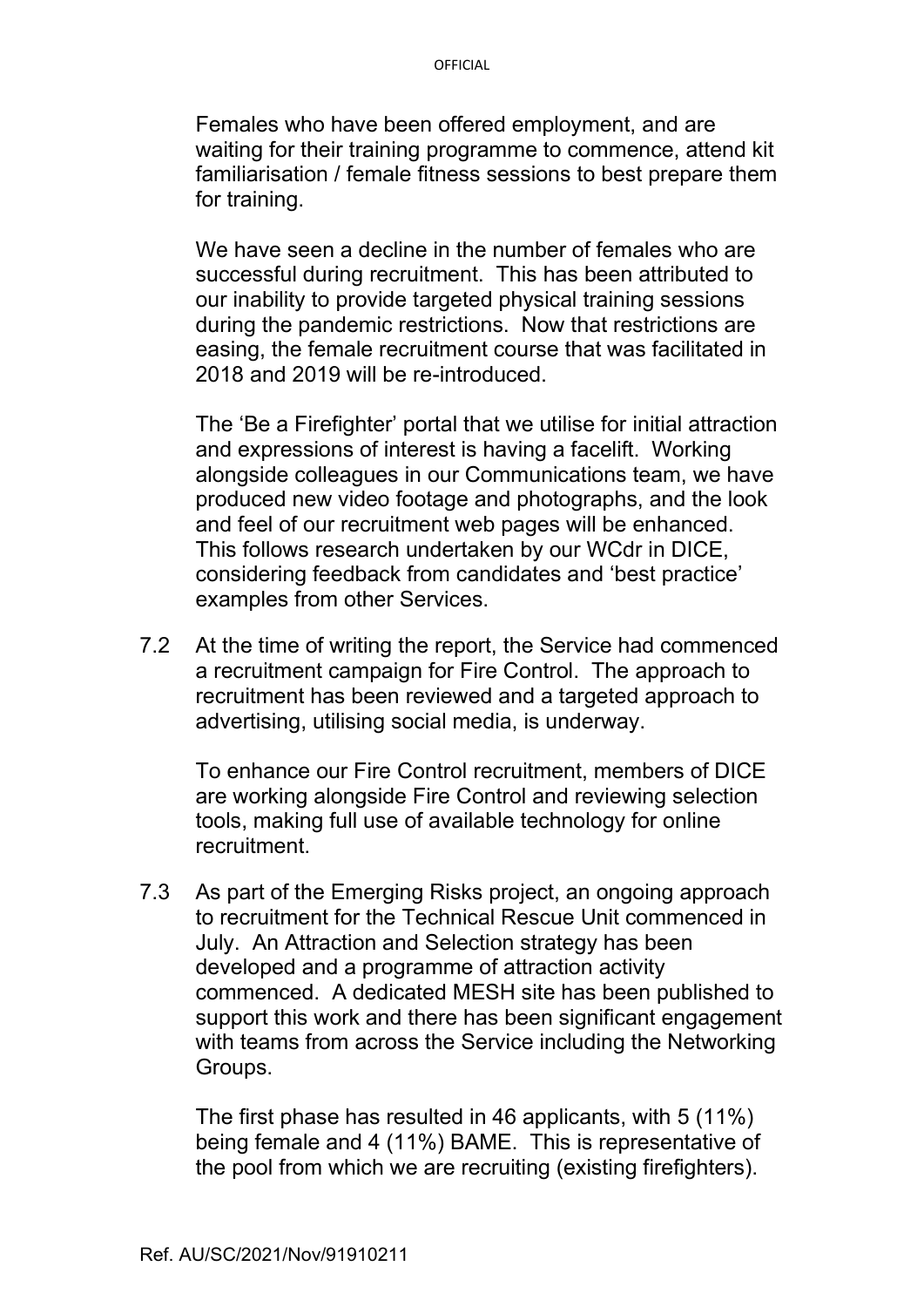Females who have been offered employment, and are waiting for their training programme to commence, attend kit familiarisation / female fitness sessions to best prepare them for training.

We have seen a decline in the number of females who are successful during recruitment. This has been attributed to our inability to provide targeted physical training sessions during the pandemic restrictions. Now that restrictions are easing, the female recruitment course that was facilitated in 2018 and 2019 will be re-introduced.

The 'Be a Firefighter' portal that we utilise for initial attraction and expressions of interest is having a facelift. Working alongside colleagues in our Communications team, we have produced new video footage and photographs, and the look and feel of our recruitment web pages will be enhanced. This follows research undertaken by our WCdr in DICE, considering feedback from candidates and 'best practice' examples from other Services.

7.2 At the time of writing the report, the Service had commenced a recruitment campaign for Fire Control. The approach to recruitment has been reviewed and a targeted approach to advertising, utilising social media, is underway.

To enhance our Fire Control recruitment, members of DICE are working alongside Fire Control and reviewing selection tools, making full use of available technology for online recruitment.

7.3 As part of the Emerging Risks project, an ongoing approach to recruitment for the Technical Rescue Unit commenced in July. An Attraction and Selection strategy has been developed and a programme of attraction activity commenced. A dedicated MESH site has been published to support this work and there has been significant engagement with teams from across the Service including the Networking Groups.

The first phase has resulted in 46 applicants, with 5 (11%) being female and 4 (11%) BAME. This is representative of the pool from which we are recruiting (existing firefighters).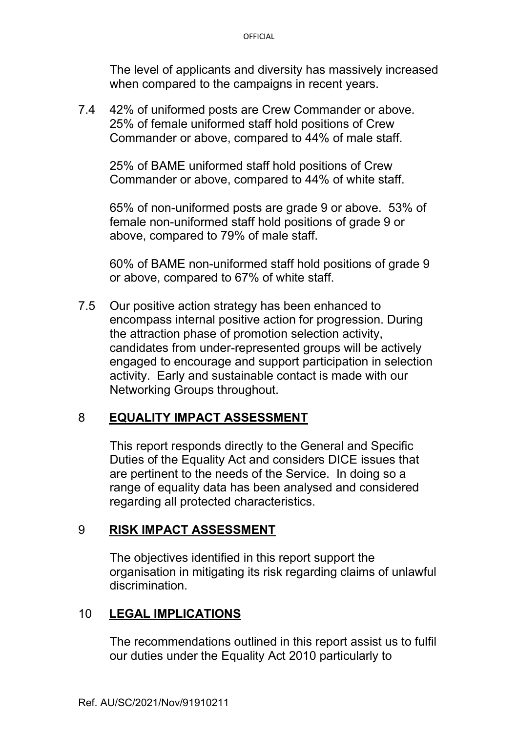The level of applicants and diversity has massively increased when compared to the campaigns in recent years.

7.4 42% of uniformed posts are Crew Commander or above. 25% of female uniformed staff hold positions of Crew Commander or above, compared to 44% of male staff.

25% of BAME uniformed staff hold positions of Crew Commander or above, compared to 44% of white staff.

65% of non-uniformed posts are grade 9 or above. 53% of female non-uniformed staff hold positions of grade 9 or above, compared to 79% of male staff.

60% of BAME non-uniformed staff hold positions of grade 9 or above, compared to 67% of white staff.

7.5 Our positive action strategy has been enhanced to encompass internal positive action for progression. During the attraction phase of promotion selection activity, candidates from under-represented groups will be actively engaged to encourage and support participation in selection activity. Early and sustainable contact is made with our Networking Groups throughout.

## 8 EQUALITY IMPACT ASSESSMENT

This report responds directly to the General and Specific Duties of the Equality Act and considers DICE issues that are pertinent to the needs of the Service. In doing so a range of equality data has been analysed and considered regarding all protected characteristics.

## 9 RISK IMPACT ASSESSMENT

The objectives identified in this report support the organisation in mitigating its risk regarding claims of unlawful discrimination.

## 10 LEGAL IMPLICATIONS

The recommendations outlined in this report assist us to fulfil our duties under the Equality Act 2010 particularly to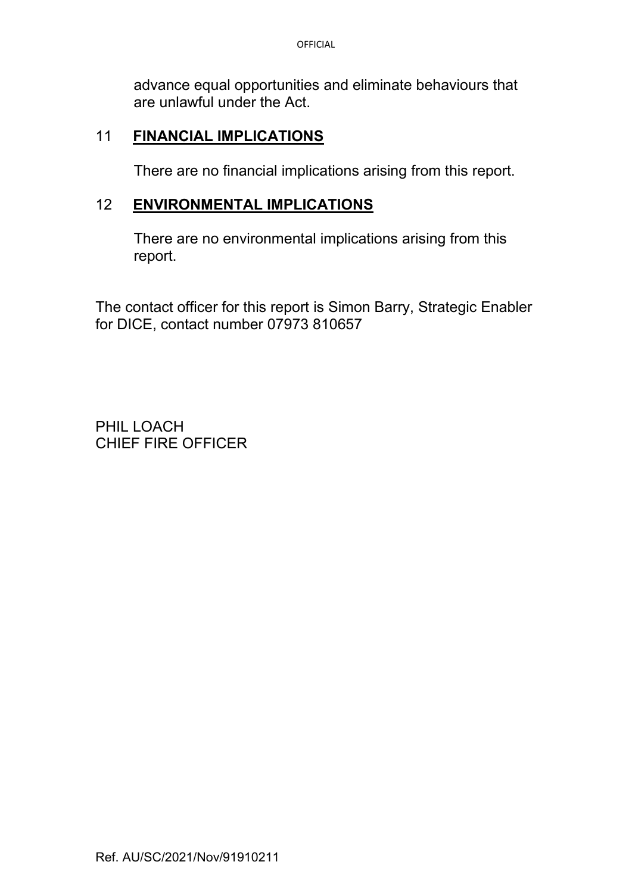advance equal opportunities and eliminate behaviours that are unlawful under the Act.

## 11 **FINANCIAL IMPLICATIONS**

There are no financial implications arising from this report.

## 12 **ENVIRONMENTAL IMPLICATIONS**

There are no environmental implications arising from this report.

The contact officer for this report is Simon Barry, Strategic Enabler for DICE, contact number 07973 810657

PHIL LOACH
CHIEF FIRE OFFICER

Ref. AU/SC/2021/Nov/91910211